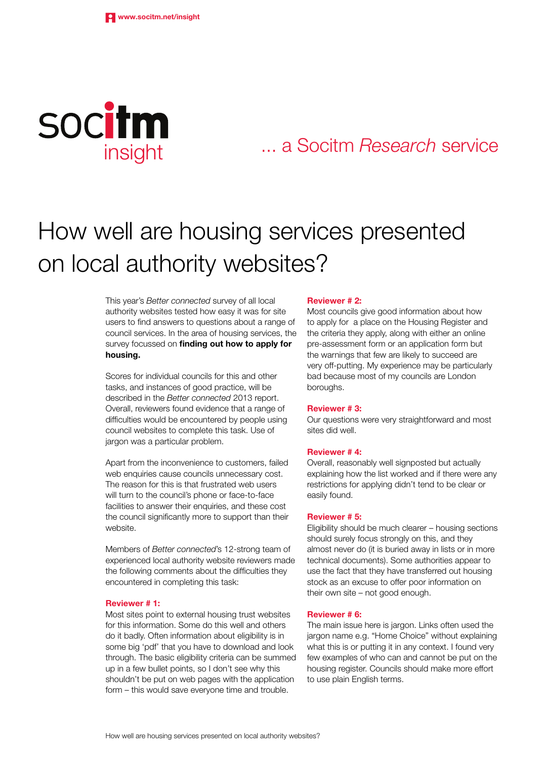socitm insight

... a Socitm *Research* service

# How well are housing services presented on local authority websites?

This year's *Better connected* survey of all local authority websites tested how easy it was for site users to find answers to questions about a range of council services. In the area of housing services, the survey focussed on **finding out how to apply for housing.**

Scores for individual councils for this and other tasks, and instances of good practice, will be described in the *Better connected* 2013 report. Overall, reviewers found evidence that a range of difficulties would be encountered by people using council websites to complete this task. Use of jargon was a particular problem.

Apart from the inconvenience to customers, failed web enquiries cause councils unnecessary cost. The reason for this is that frustrated web users will turn to the council's phone or face-to-face facilities to answer their enquiries, and these cost the council significantly more to support than their website.

Members of *Better connected*'s 12-strong team of experienced local authority website reviewers made the following comments about the difficulties they encountered in completing this task:

**Reviewer # 1:**
Most sites point to external housing trust websites for this information. Some do this well and others do it badly. Often information about eligibility is in some big 'pdf' that you have to download and look through. The basic eligibility criteria can be summed up in a few bullet points, so I don't see why this shouldn't be put on web pages with the application form – this would save everyone time and trouble.

**Reviewer # 2:**
Most councils give good information about how to apply for a place on the Housing Register and the criteria they apply, along with either an online pre-assessment form or an application form but the warnings that few are likely to succeed are very off-putting. My experience may be particularly bad because most of my councils are London boroughs.

**Reviewer # 3:**
Our questions were very straightforward and most sites did well.

**Reviewer # 4:**
Overall, reasonably well signposted but actually explaining how the list worked and if there were any restrictions for applying didn't tend to be clear or easily found.

**Reviewer # 5:**
Eligibility should be much clearer – housing sections should surely focus strongly on this, and they almost never do (it is buried away in lists or in more technical documents). Some authorities appear to use the fact that they have transferred out housing stock as an excuse to offer poor information on their own site – not good enough.

**Reviewer # 6:**
The main issue here is jargon. Links often used the jargon name e.g. "Home Choice" without explaining what this is or putting it in any context. I found very few examples of who can and cannot be put on the housing register. Councils should make more effort to use plain English terms.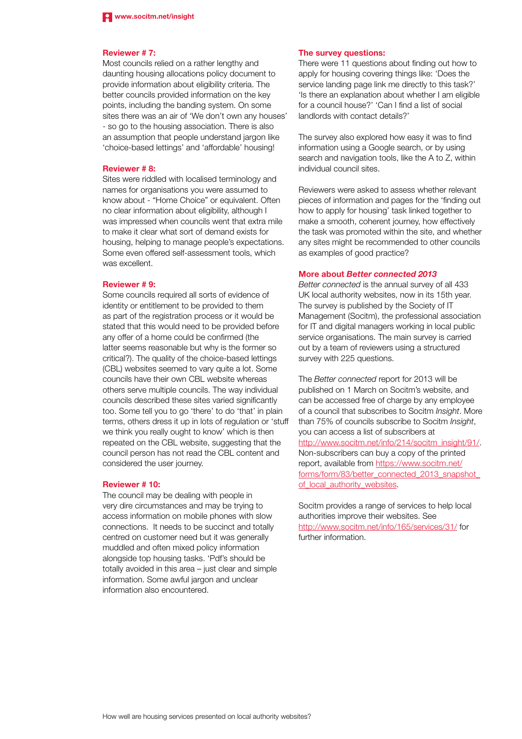### Reviewer # 7:

Most councils relied on a rather lengthy and daunting housing allocations policy document to provide information about eligibility criteria. The better councils provided information on the key points, including the banding system. On some sites there was an air of 'We don't own any houses' - so go to the housing association. There is also an assumption that people understand jargon like 'choice-based lettings' and 'affordable' housing!

### Reviewer # 8:

Sites were riddled with localised terminology and names for organisations you were assumed to know about - "Home Choice" or equivalent. Often no clear information about eligibility, although I was impressed when councils went that extra mile to make it clear what sort of demand exists for housing, helping to manage people's expectations. Some even offered self-assessment tools, which was excellent.

### Reviewer # 9:

Some councils required all sorts of evidence of identity or entitlement to be provided to them as part of the registration process or it would be stated that this would need to be provided before any offer of a home could be confirmed (the latter seems reasonable but why is the former so critical?). The quality of the choice-based lettings (CBL) websites seemed to vary quite a lot. Some councils have their own CBL website whereas others serve multiple councils. The way individual councils described these sites varied significantly too. Some tell you to go 'there' to do 'that' in plain terms, others dress it up in lots of regulation or 'stuff we think you really ought to know' which is then repeated on the CBL website, suggesting that the council person has not read the CBL content and considered the user journey.

### Reviewer # 10:

The council may be dealing with people in very dire circumstances and may be trying to access information on mobile phones with slow connections. It needs to be succinct and totally centred on customer need but it was generally muddled and often mixed policy information alongside top housing tasks. 'Pdf's should be totally avoided in this area – just clear and simple information. Some awful jargon and unclear information also encountered.

### The survey questions:

There were 11 questions about finding out how to apply for housing covering things like: 'Does the service landing page link me directly to this task?' 'Is there an explanation about whether I am eligible for a council house?' 'Can I find a list of social landlords with contact details?'

The survey also explored how easy it was to find information using a Google search, or by using search and navigation tools, like the A to Z, within individual council sites.

Reviewers were asked to assess whether relevant pieces of information and pages for the 'finding out how to apply for housing' task linked together to make a smooth, coherent journey, how effectively the task was promoted within the site, and whether any sites might be recommended to other councils as examples of good practice?

### More about *Better connected 2013*

*Better connected* is the annual survey of all 433 UK local authority websites, now in its 15th year. The survey is published by the Society of IT Management (Socitm), the professional association for IT and digital managers working in local public service organisations. The main survey is carried out by a team of reviewers using a structured survey with 225 questions.

The *Better connected* report for 2013 will be published on 1 March on Socitm's website, and can be accessed free of charge by any employee of a council that subscribes to Socitm *Insight*. More than 75% of councils subscribe to Socitm *Insight*, you can access a list of subscribers at http://www.socitm.net/info/214/socitm_insight/91/. Non-subscribers can buy a copy of the printed report, available from https://www.socitm.net/forms/form/83/better_connected_2013_snapshot_of_local_authority_websites.

Socitm provides a range of services to help local authorities improve their websites. See http://www.socitm.net/info/165/services/31/ for further information.